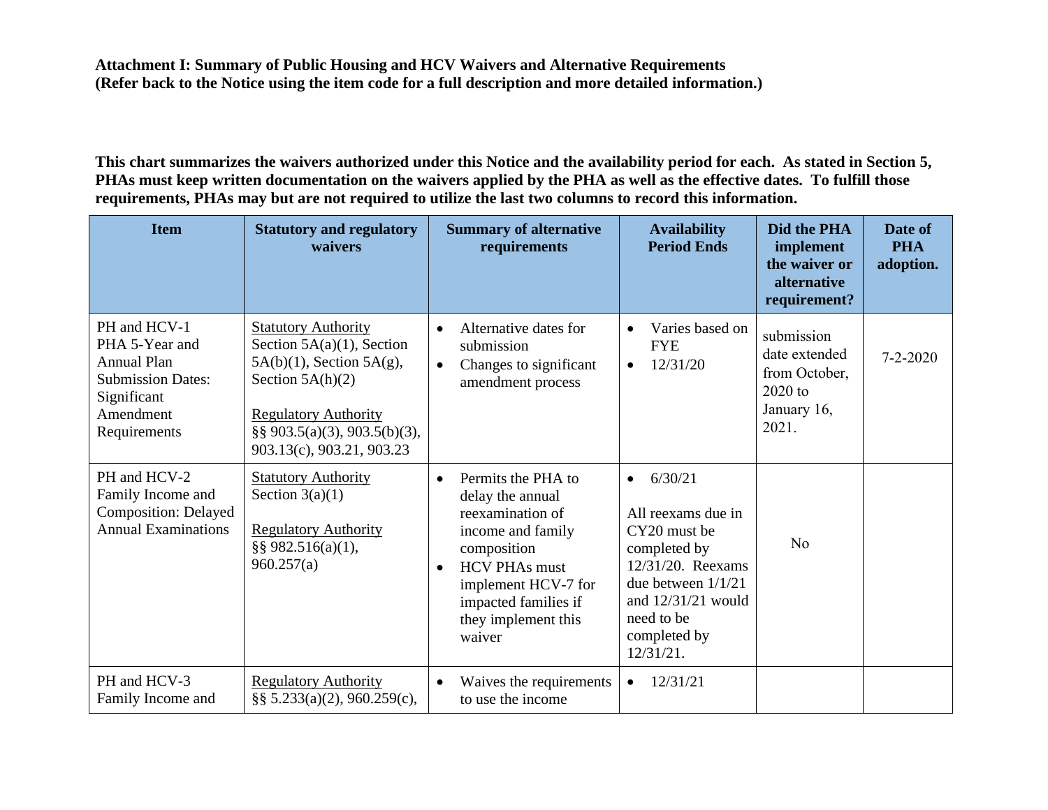**Attachment I: Summary of Public Housing and HCV Waivers and Alternative Requirements**
**(Refer back to the Notice using the item code for a full description and more detailed information.)**

**This chart summarizes the waivers authorized under this Notice and the availability period for each. As stated in Section 5, PHAs must keep written documentation on the waivers applied by the PHA as well as the effective dates. To fulfill those requirements, PHAs may but are not required to utilize the last two columns to record this information.**

| Item | Statutory and regulatory waivers | Summary of alternative requirements | Availability Period Ends | Did the PHA implement the waiver or alternative requirement? | Date of PHA adoption. |
|---|---|---|---|---|---|
| PH and HCV-1 PHA 5-Year and Annual Plan Submission Dates: Significant Amendment Requirements | Statutory Authority<br>Section 5A(a)(1), Section 5A(b)(1), Section 5A(g), Section 5A(h)(2)<br><br>Regulatory Authority<br>§§ 903.5(a)(3), 903.5(b)(3), 903.13(c), 903.21, 903.23 | • Alternative dates for submission<br>• Changes to significant amendment process | • Varies based on FYE<br>• 12/31/20 | submission date extended from October, 2020 to January 16, 2021. | 7-2-2020 |
| PH and HCV-2 Family Income and Composition: Delayed Annual Examinations | Statutory Authority<br>Section 3(a)(1)<br><br>Regulatory Authority<br>§§ 982.516(a)(1), 960.257(a) | • Permits the PHA to delay the annual reexamination of income and family composition<br>• HCV PHAs must implement HCV-7 for impacted families if they implement this waiver | • 6/30/21<br><br>All reexams due in CY20 must be completed by 12/31/20. Reexams due between 1/1/21 and 12/31/21 would need to be completed by 12/31/21. | No | |
| PH and HCV-3 Family Income and | Regulatory Authority<br>§§ 5.233(a)(2), 960.259(c), | • Waives the requirements to use the income | • 12/31/21 | | |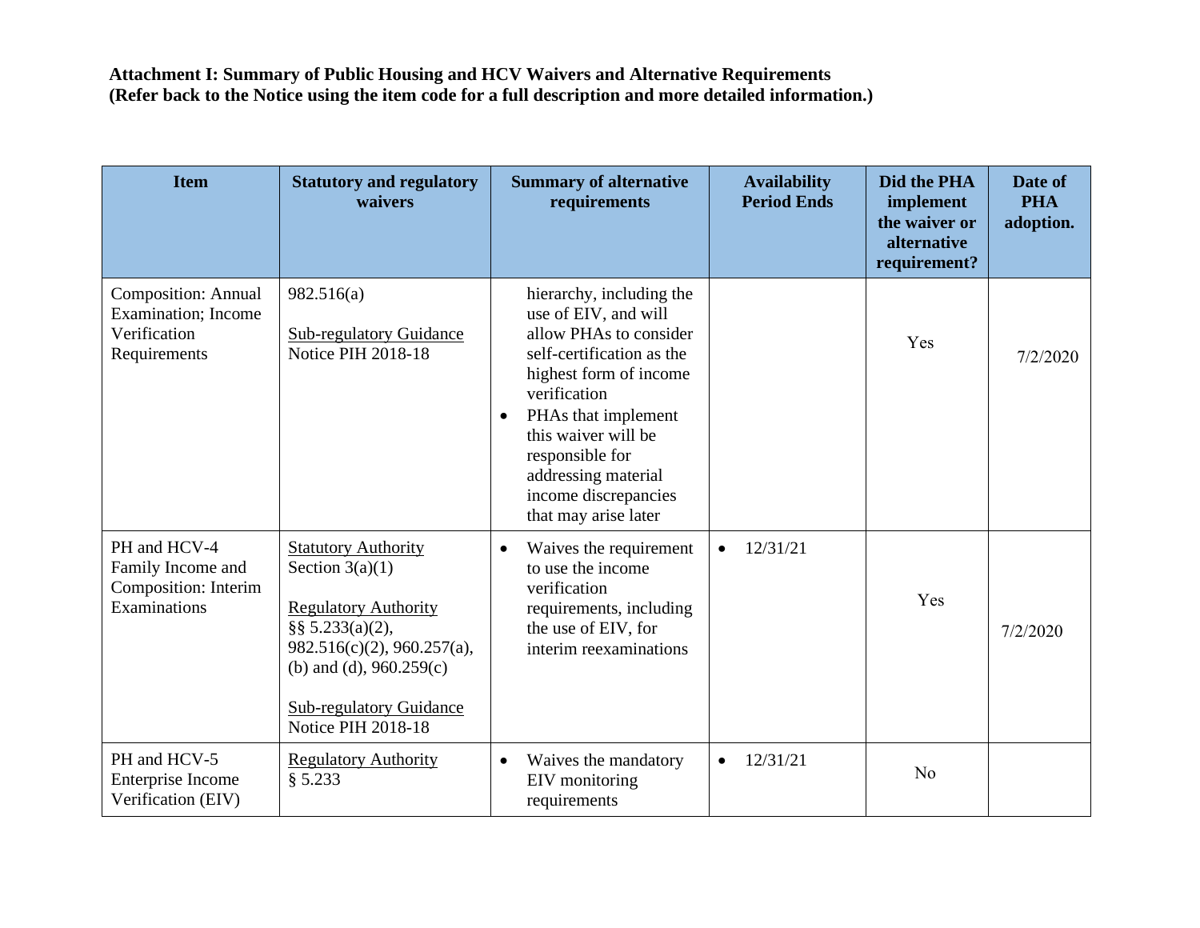**Attachment I: Summary of Public Housing and HCV Waivers and Alternative Requirements (Refer back to the Notice using the item code for a full description and more detailed information.)**

| Item | Statutory and regulatory waivers | Summary of alternative requirements | Availability Period Ends | Did the PHA implement the waiver or alternative requirement? | Date of PHA adoption. |
|---|---|---|---|---|---|
| Composition: Annual Examination; Income Verification Requirements | 982.516(a)<br><br>Sub-regulatory Guidance Notice PIH 2018-18 | hierarchy, including the use of EIV, and will allow PHAs to consider self-certification as the highest form of income verification<br>• PHAs that implement this waiver will be responsible for addressing material income discrepancies that may arise later | | Yes | 7/2/2020 |
| PH and HCV-4 Family Income and Composition: Interim Examinations | Statutory Authority Section 3(a)(1)<br><br>Regulatory Authority §§ 5.233(a)(2), 982.516(c)(2), 960.257(a), (b) and (d), 960.259(c)<br><br>Sub-regulatory Guidance Notice PIH 2018-18 | • Waives the requirement to use the income verification requirements, including the use of EIV, for interim reexaminations | • 12/31/21 | Yes | 7/2/2020 |
| PH and HCV-5 Enterprise Income Verification (EIV) | Regulatory Authority § 5.233 | • Waives the mandatory EIV monitoring requirements | • 12/31/21 | No | |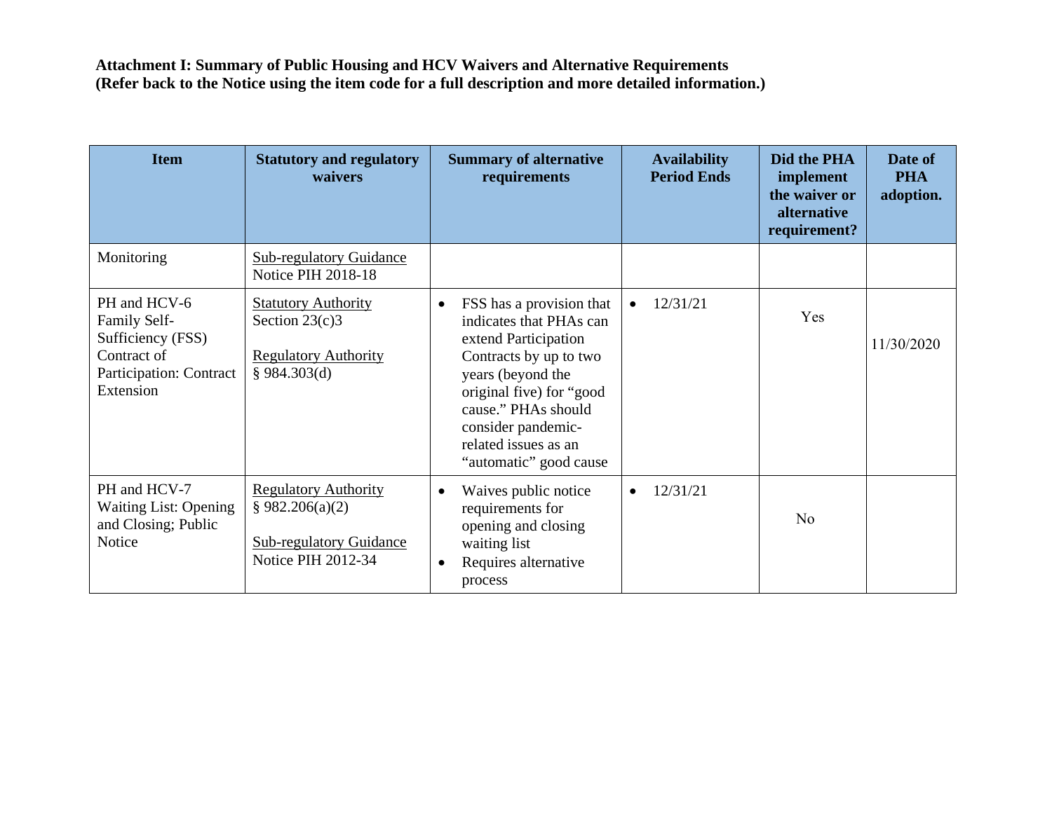**Attachment I: Summary of Public Housing and HCV Waivers and Alternative Requirements**
**(Refer back to the Notice using the item code for a full description and more detailed information.)**

| Item | Statutory and regulatory waivers | Summary of alternative requirements | Availability Period Ends | Did the PHA implement the waiver or alternative requirement? | Date of PHA adoption. |
|---|---|---|---|---|---|
| Monitoring | Sub-regulatory Guidance<br>Notice PIH 2018-18 | | | | |
| PH and HCV-6<br>Family Self-Sufficiency (FSS) Contract of Participation: Contract Extension | Statutory Authority<br>Section 23(c)3<br><br>Regulatory Authority<br>§ 984.303(d) | • FSS has a provision that indicates that PHAs can extend Participation Contracts by up to two years (beyond the original five) for "good cause." PHAs should consider pandemic-related issues as an "automatic" good cause | • 12/31/21 | Yes | 11/30/2020 |
| PH and HCV-7<br>Waiting List: Opening and Closing; Public Notice | Regulatory Authority<br>§ 982.206(a)(2)<br><br>Sub-regulatory Guidance<br>Notice PIH 2012-34 | • Waives public notice requirements for opening and closing waiting list<br>• Requires alternative process | • 12/31/21 | No | |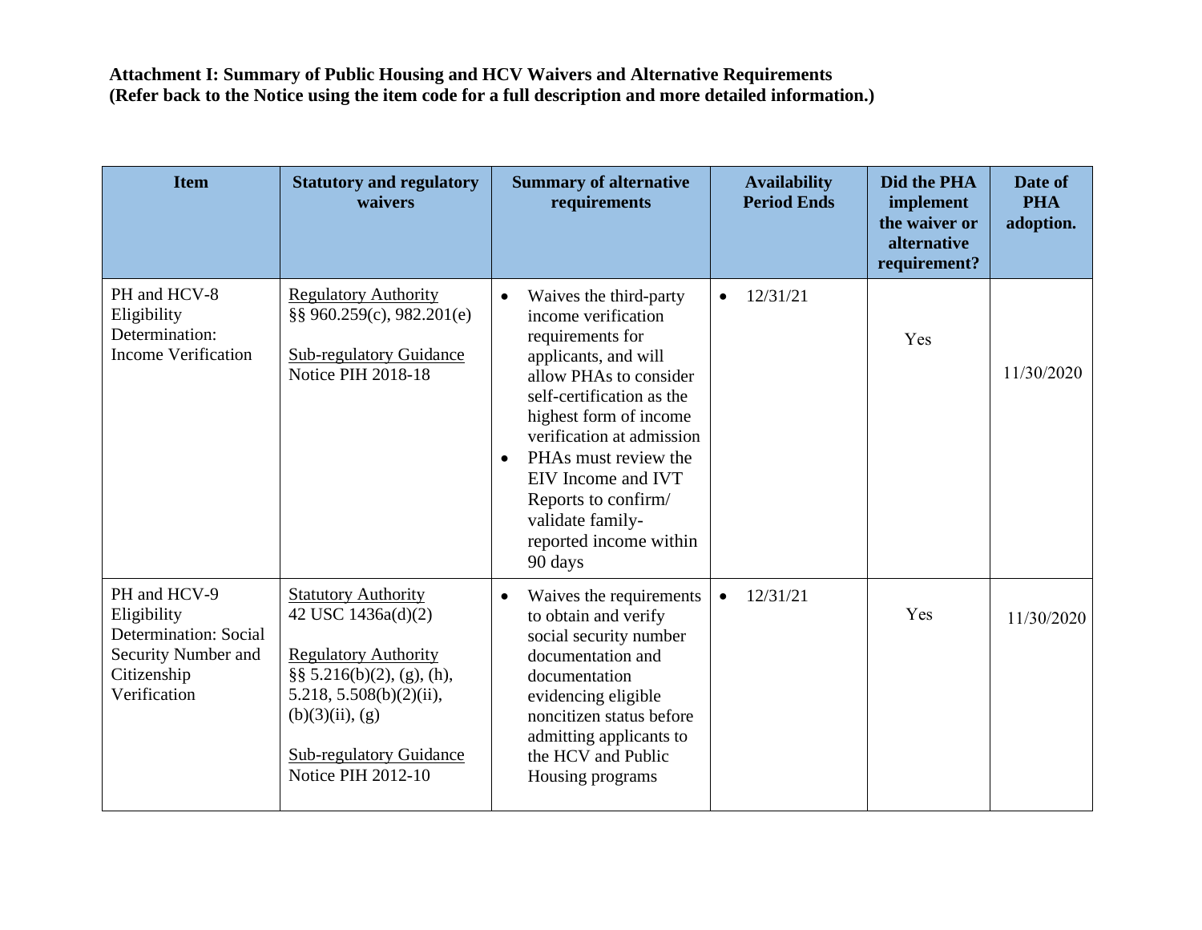**Attachment I: Summary of Public Housing and HCV Waivers and Alternative Requirements (Refer back to the Notice using the item code for a full description and more detailed information.)**

| Item | Statutory and regulatory waivers | Summary of alternative requirements | Availability Period Ends | Did the PHA implement the waiver or alternative requirement? | Date of PHA adoption. |
|---|---|---|---|---|---|
| PH and HCV-8 Eligibility Determination: Income Verification | Regulatory Authority §§ 960.259(c), 982.201(e)<br><br>Sub-regulatory Guidance Notice PIH 2018-18 | • Waives the third-party income verification requirements for applicants, and will allow PHAs to consider self-certification as the highest form of income verification at admission<br>• PHAs must review the EIV Income and IVT Reports to confirm/ validate family-reported income within 90 days | • 12/31/21 | Yes | 11/30/2020 |
| PH and HCV-9 Eligibility Determination: Social Security Number and Citizenship Verification | Statutory Authority 42 USC 1436a(d)(2)<br><br>Regulatory Authority §§ 5.216(b)(2), (g), (h), 5.218, 5.508(b)(2)(ii), (b)(3)(ii), (g)<br><br>Sub-regulatory Guidance Notice PIH 2012-10 | • Waives the requirements to obtain and verify social security number documentation and documentation evidencing eligible noncitizen status before admitting applicants to the HCV and Public Housing programs | • 12/31/21 | Yes | 11/30/2020 |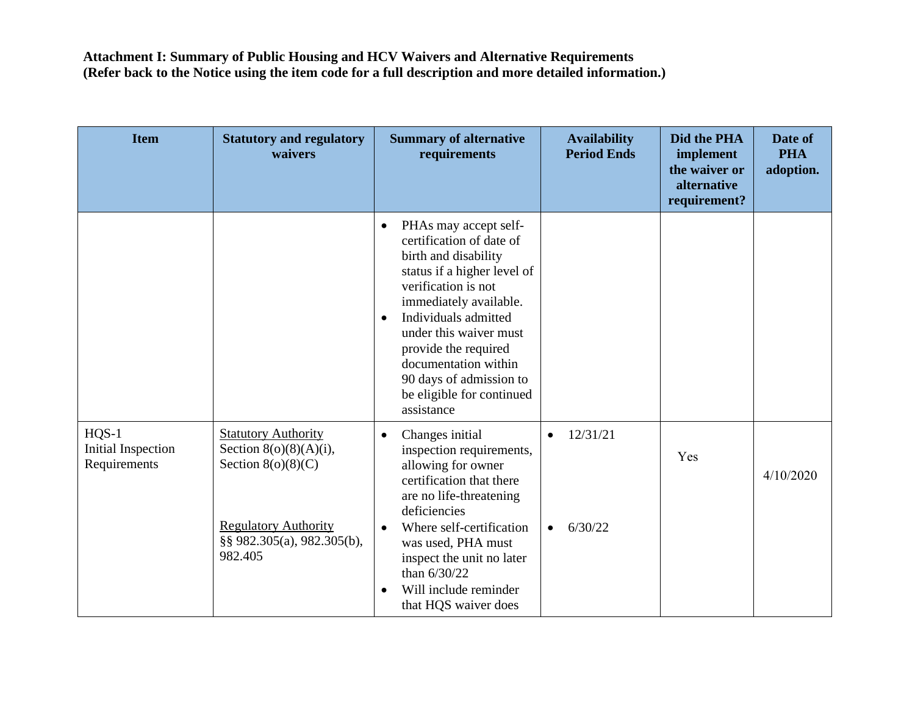**Attachment I: Summary of Public Housing and HCV Waivers and Alternative Requirements**
**(Refer back to the Notice using the item code for a full description and more detailed information.)**

| Item | Statutory and regulatory waivers | Summary of alternative requirements | Availability Period Ends | Did the PHA implement the waiver or alternative requirement? | Date of PHA adoption. |
|---|---|---|---|---|---|
| | | • PHAs may accept self-certification of date of birth and disability status if a higher level of verification is not immediately available.<br>• Individuals admitted under this waiver must provide the required documentation within 90 days of admission to be eligible for continued assistance | | | |
| HQS-1<br>Initial Inspection Requirements | Statutory Authority<br>Section 8(o)(8)(A)(i), Section 8(o)(8)(C)<br><br>Regulatory Authority<br>§§ 982.305(a), 982.305(b), 982.405 | • Changes initial inspection requirements, allowing for owner certification that there are no life-threatening deficiencies<br>• Where self-certification was used, PHA must inspect the unit no later than 6/30/22<br>• Will include reminder that HQS waiver does | • 12/31/21<br><br>• 6/30/22 | Yes | 4/10/2020 |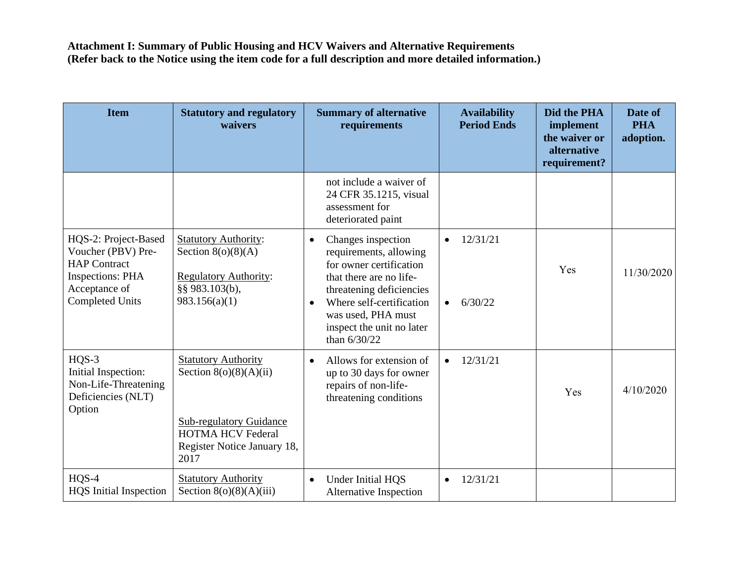**Attachment I: Summary of Public Housing and HCV Waivers and Alternative Requirements (Refer back to the Notice using the item code for a full description and more detailed information.)**

| Item | Statutory and regulatory waivers | Summary of alternative requirements | Availability Period Ends | Did the PHA implement the waiver or alternative requirement? | Date of PHA adoption. |
|---|---|---|---|---|---|
| | | not include a waiver of 24 CFR 35.1215, visual assessment for deteriorated paint | | | |
| HQS-2: Project-Based Voucher (PBV) Pre-HAP Contract Inspections: PHA Acceptance of Completed Units | <u>Statutory Authority</u>: Section 8(o)(8)(A)<br><br><u>Regulatory Authority</u>: §§ 983.103(b), 983.156(a)(1) | • Changes inspection requirements, allowing for owner certification that there are no life-threatening deficiencies<br>• Where self-certification was used, PHA must inspect the unit no later than 6/30/22 | • 12/31/21<br><br>• 6/30/22 | Yes | 11/30/2020 |
| HQS-3 Initial Inspection: Non-Life-Threatening Deficiencies (NLT) Option | <u>Statutory Authority</u> Section 8(o)(8)(A)(ii)<br><br><u>Sub-regulatory Guidance</u> HOTMA HCV Federal Register Notice January 18, 2017 | • Allows for extension of up to 30 days for owner repairs of non-life-threatening conditions | • 12/31/21 | Yes | 4/10/2020 |
| HQS-4 HQS Initial Inspection | <u>Statutory Authority</u> Section 8(o)(8)(A)(iii) | • Under Initial HQS Alternative Inspection | • 12/31/21 | | |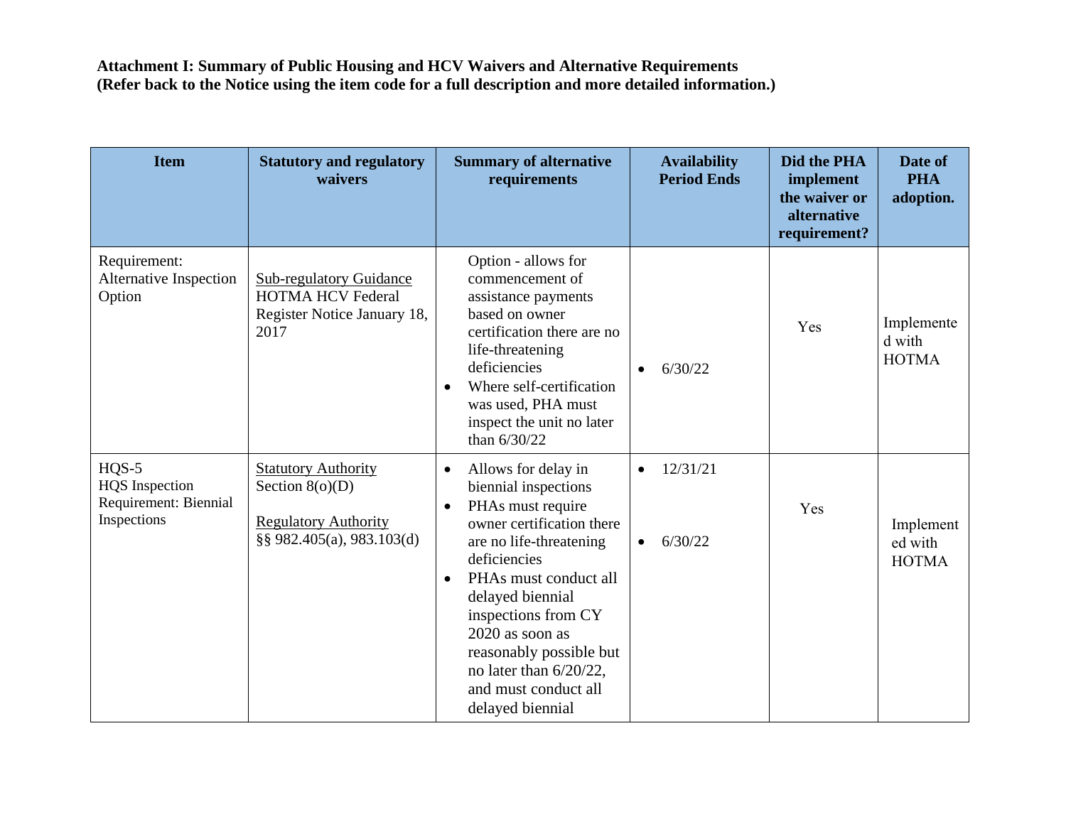**Attachment I: Summary of Public Housing and HCV Waivers and Alternative Requirements**
**(Refer back to the Notice using the item code for a full description and more detailed information.)**

| Item | Statutory and regulatory waivers | Summary of alternative requirements | Availability Period Ends | Did the PHA implement the waiver or alternative requirement? | Date of PHA adoption. |
|---|---|---|---|---|---|
| Requirement: Alternative Inspection Option | Sub-regulatory Guidance HOTMA HCV Federal Register Notice January 18, 2017 | Option - allows for commencement of assistance payments based on owner certification there are no life-threatening deficiencies<br>• Where self-certification was used, PHA must inspect the unit no later than 6/30/22 | • 6/30/22 | Yes | Implemented with HOTMA |
| HQS-5 HQS Inspection Requirement: Biennial Inspections | Statutory Authority Section 8(o)(D)<br><br>Regulatory Authority §§ 982.405(a), 983.103(d) | • Allows for delay in biennial inspections<br>• PHAs must require owner certification there are no life-threatening deficiencies<br>• PHAs must conduct all delayed biennial inspections from CY 2020 as soon as reasonably possible but no later than 6/20/22, and must conduct all delayed biennial | • 12/31/21<br><br>• 6/30/22 | Yes | Implemented with HOTMA |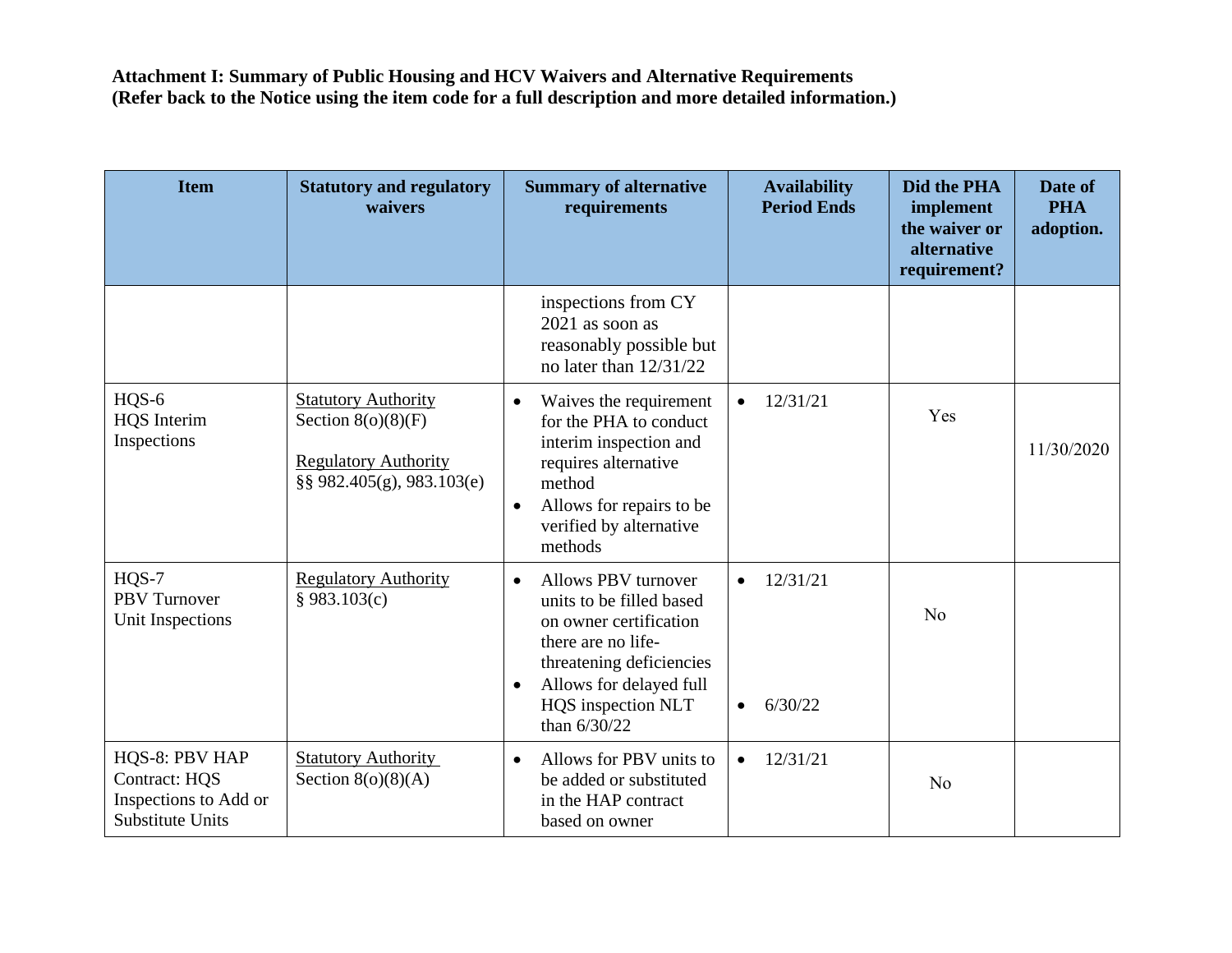**Attachment I: Summary of Public Housing and HCV Waivers and Alternative Requirements**
**(Refer back to the Notice using the item code for a full description and more detailed information.)**

| Item | Statutory and regulatory waivers | Summary of alternative requirements | Availability Period Ends | Did the PHA implement the waiver or alternative requirement? | Date of PHA adoption. |
|---|---|---|---|---|---|
| | | inspections from CY 2021 as soon as reasonably possible but no later than 12/31/22 | | | |
| HQS-6 HQS Interim Inspections | Statutory Authority Section 8(o)(8)(F) <br> Regulatory Authority §§ 982.405(g), 983.103(e) | • Waives the requirement for the PHA to conduct interim inspection and requires alternative method <br> • Allows for repairs to be verified by alternative methods | • 12/31/21 | Yes | 11/30/2020 |
| HQS-7 PBV Turnover Unit Inspections | Regulatory Authority § 983.103(c) | • Allows PBV turnover units to be filled based on owner certification there are no life-threatening deficiencies <br> • Allows for delayed full HQS inspection NLT than 6/30/22 | • 12/31/21 <br> • 6/30/22 | No | |
| HQS-8: PBV HAP Contract: HQS Inspections to Add or Substitute Units | Statutory Authority Section 8(o)(8)(A) | • Allows for PBV units to be added or substituted in the HAP contract based on owner | • 12/31/21 | No | |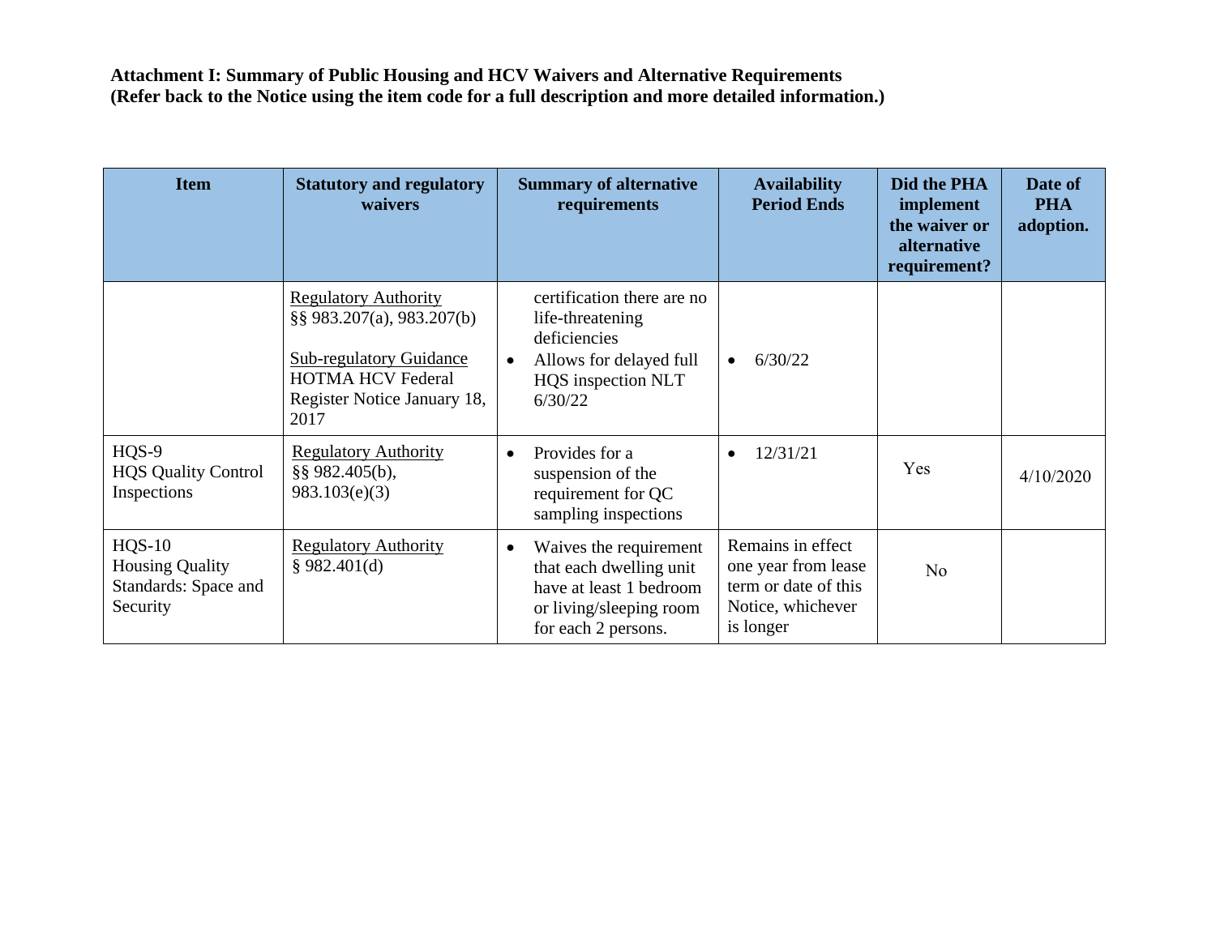**Attachment I: Summary of Public Housing and HCV Waivers and Alternative Requirements (Refer back to the Notice using the item code for a full description and more detailed information.)**

| Item | Statutory and regulatory waivers | Summary of alternative requirements | Availability Period Ends | Did the PHA implement the waiver or alternative requirement? | Date of PHA adoption. |
|---|---|---|---|---|---|
| | Regulatory Authority<br>§§ 983.207(a), 983.207(b)<br><br>Sub-regulatory Guidance<br>HOTMA HCV Federal Register Notice January 18, 2017 | certification there are no life-threatening deficiencies<br>• Allows for delayed full HQS inspection NLT 6/30/22 | • 6/30/22 | | |
| HQS-9<br>HQS Quality Control Inspections | Regulatory Authority<br>§§ 982.405(b), 983.103(e)(3) | • Provides for a suspension of the requirement for QC sampling inspections | • 12/31/21 | Yes | 4/10/2020 |
| HQS-10<br>Housing Quality Standards: Space and Security | Regulatory Authority<br>§ 982.401(d) | • Waives the requirement that each dwelling unit have at least 1 bedroom or living/sleeping room for each 2 persons. | Remains in effect one year from lease term or date of this Notice, whichever is longer | No | |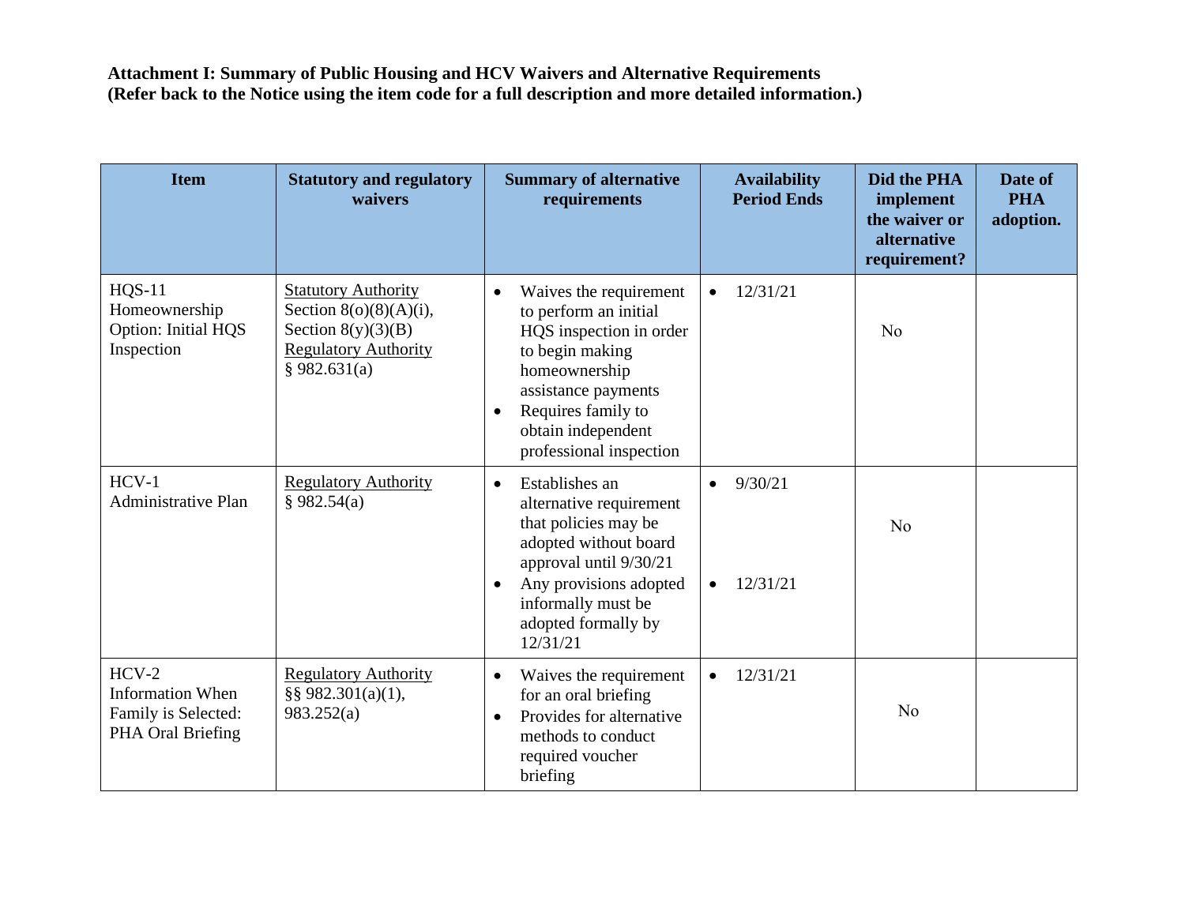**Attachment I: Summary of Public Housing and HCV Waivers and Alternative Requirements**
**(Refer back to the Notice using the item code for a full description and more detailed information.)**

| Item | Statutory and regulatory waivers | Summary of alternative requirements | Availability Period Ends | Did the PHA implement the waiver or alternative requirement? | Date of PHA adoption. |
|---|---|---|---|---|---|
| HQS-11 Homeownership Option: Initial HQS Inspection | Statutory Authority Section 8(o)(8)(A)(i), Section 8(y)(3)(B) Regulatory Authority § 982.631(a) | • Waives the requirement to perform an initial HQS inspection in order to begin making homeownership assistance payments<br>• Requires family to obtain independent professional inspection | • 12/31/21 | No | |
| HCV-1 Administrative Plan | Regulatory Authority § 982.54(a) | • Establishes an alternative requirement that policies may be adopted without board approval until 9/30/21<br>• Any provisions adopted informally must be adopted formally by 12/31/21 | • 9/30/21<br>• 12/31/21 | No | |
| HCV-2 Information When Family is Selected: PHA Oral Briefing | Regulatory Authority §§ 982.301(a)(1), 983.252(a) | • Waives the requirement for an oral briefing<br>• Provides for alternative methods to conduct required voucher briefing | • 12/31/21 | No | |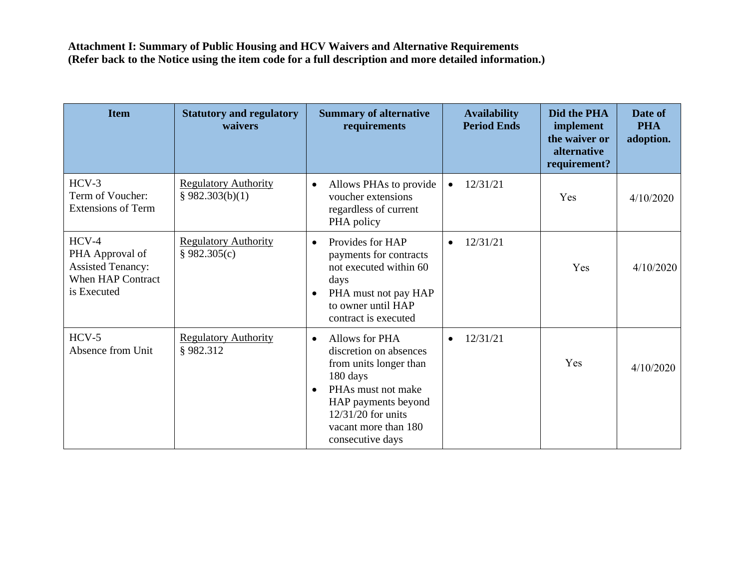**Attachment I: Summary of Public Housing and HCV Waivers and Alternative Requirements**
**(Refer back to the Notice using the item code for a full description and more detailed information.)**

| Item | Statutory and regulatory waivers | Summary of alternative requirements | Availability Period Ends | Did the PHA implement the waiver or alternative requirement? | Date of PHA adoption. |
|---|---|---|---|---|---|
| HCV-3<br>Term of Voucher: Extensions of Term | Regulatory Authority<br>§ 982.303(b)(1) | • Allows PHAs to provide voucher extensions regardless of current PHA policy | • 12/31/21 | Yes | 4/10/2020 |
| HCV-4<br>PHA Approval of Assisted Tenancy: When HAP Contract is Executed | Regulatory Authority<br>§ 982.305(c) | • Provides for HAP payments for contracts not executed within 60 days<br>• PHA must not pay HAP to owner until HAP contract is executed | • 12/31/21 | Yes | 4/10/2020 |
| HCV-5<br>Absence from Unit | Regulatory Authority<br>§ 982.312 | • Allows for PHA discretion on absences from units longer than 180 days<br>• PHAs must not make HAP payments beyond 12/31/20 for units vacant more than 180 consecutive days | • 12/31/21 | Yes | 4/10/2020 |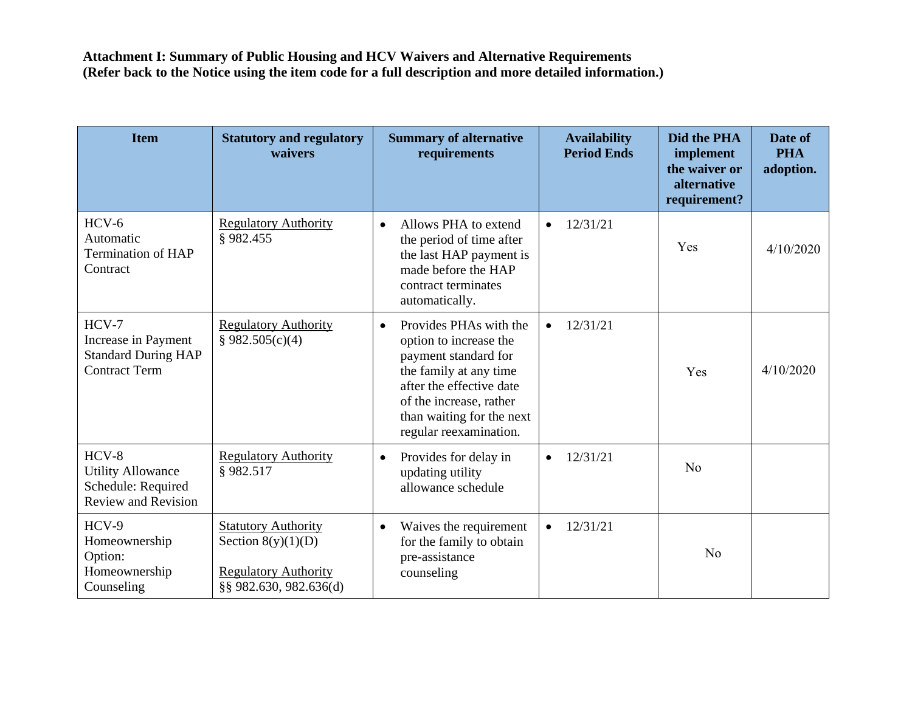**Attachment I: Summary of Public Housing and HCV Waivers and Alternative Requirements**
**(Refer back to the Notice using the item code for a full description and more detailed information.)**

| Item | Statutory and regulatory waivers | Summary of alternative requirements | Availability Period Ends | Did the PHA implement the waiver or alternative requirement? | Date of PHA adoption. |
|---|---|---|---|---|---|
| HCV-6 Automatic Termination of HAP Contract | Regulatory Authority § 982.455 | • Allows PHA to extend the period of time after the last HAP payment is made before the HAP contract terminates automatically. | • 12/31/21 | Yes | 4/10/2020 |
| HCV-7 Increase in Payment Standard During HAP Contract Term | Regulatory Authority § 982.505(c)(4) | • Provides PHAs with the option to increase the payment standard for the family at any time after the effective date of the increase, rather than waiting for the next regular reexamination. | • 12/31/21 | Yes | 4/10/2020 |
| HCV-8 Utility Allowance Schedule: Required Review and Revision | Regulatory Authority § 982.517 | • Provides for delay in updating utility allowance schedule | • 12/31/21 | No | |
| HCV-9 Homeownership Option: Homeownership Counseling | Statutory Authority Section 8(y)(1)(D) Regulatory Authority §§ 982.630, 982.636(d) | • Waives the requirement for the family to obtain pre-assistance counseling | • 12/31/21 | No | |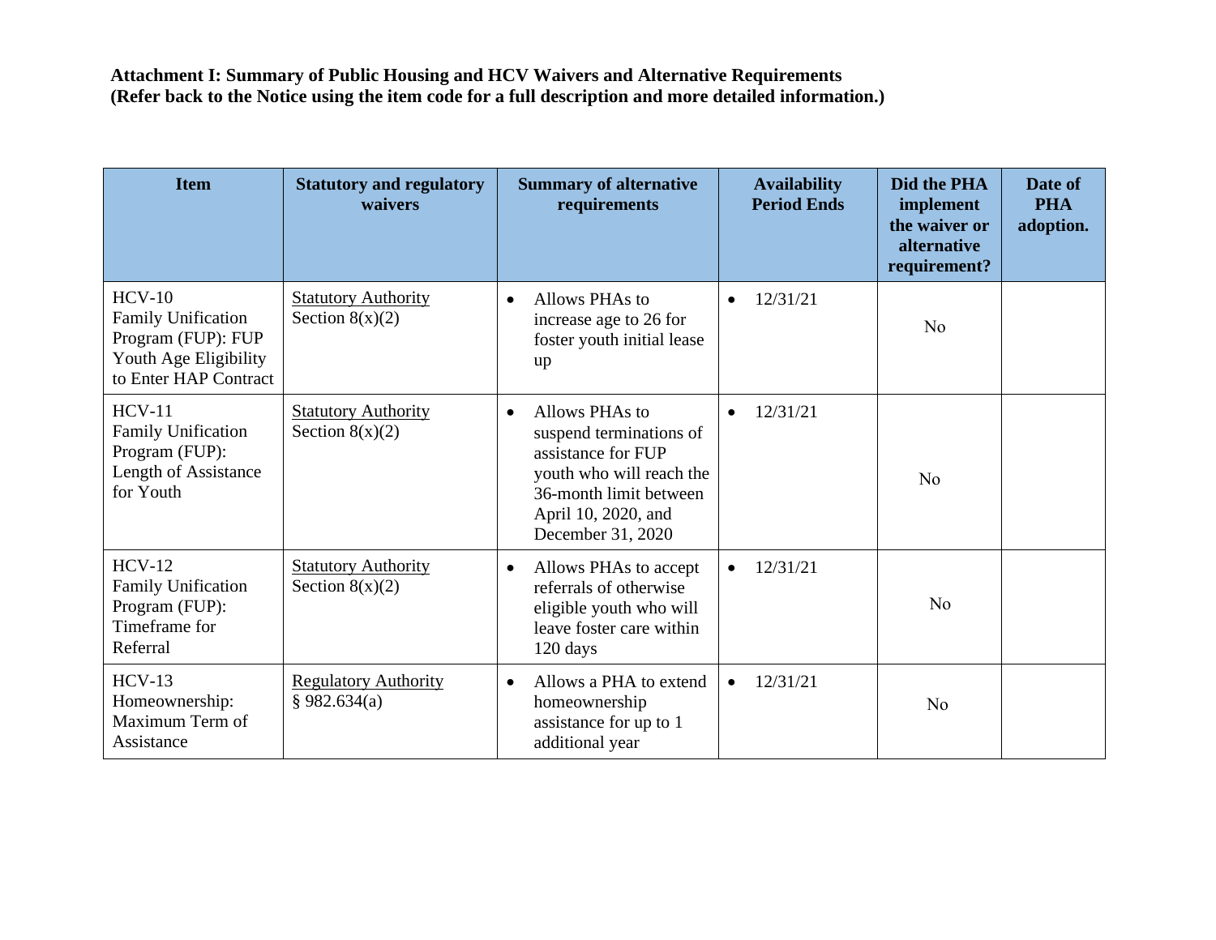**Attachment I: Summary of Public Housing and HCV Waivers and Alternative Requirements (Refer back to the Notice using the item code for a full description and more detailed information.)**

| Item | Statutory and regulatory waivers | Summary of alternative requirements | Availability Period Ends | Did the PHA implement the waiver or alternative requirement? | Date of PHA adoption. |
|---|---|---|---|---|---|
| HCV-10 Family Unification Program (FUP): FUP Youth Age Eligibility to Enter HAP Contract | Statutory Authority Section 8(x)(2) | • Allows PHAs to increase age to 26 for foster youth initial lease up | • 12/31/21 | No | |
| HCV-11 Family Unification Program (FUP): Length of Assistance for Youth | Statutory Authority Section 8(x)(2) | • Allows PHAs to suspend terminations of assistance for FUP youth who will reach the 36-month limit between April 10, 2020, and December 31, 2020 | • 12/31/21 | No | |
| HCV-12 Family Unification Program (FUP): Timeframe for Referral | Statutory Authority Section 8(x)(2) | • Allows PHAs to accept referrals of otherwise eligible youth who will leave foster care within 120 days | • 12/31/21 | No | |
| HCV-13 Homeownership: Maximum Term of Assistance | Regulatory Authority § 982.634(a) | • Allows a PHA to extend homeownership assistance for up to 1 additional year | • 12/31/21 | No | |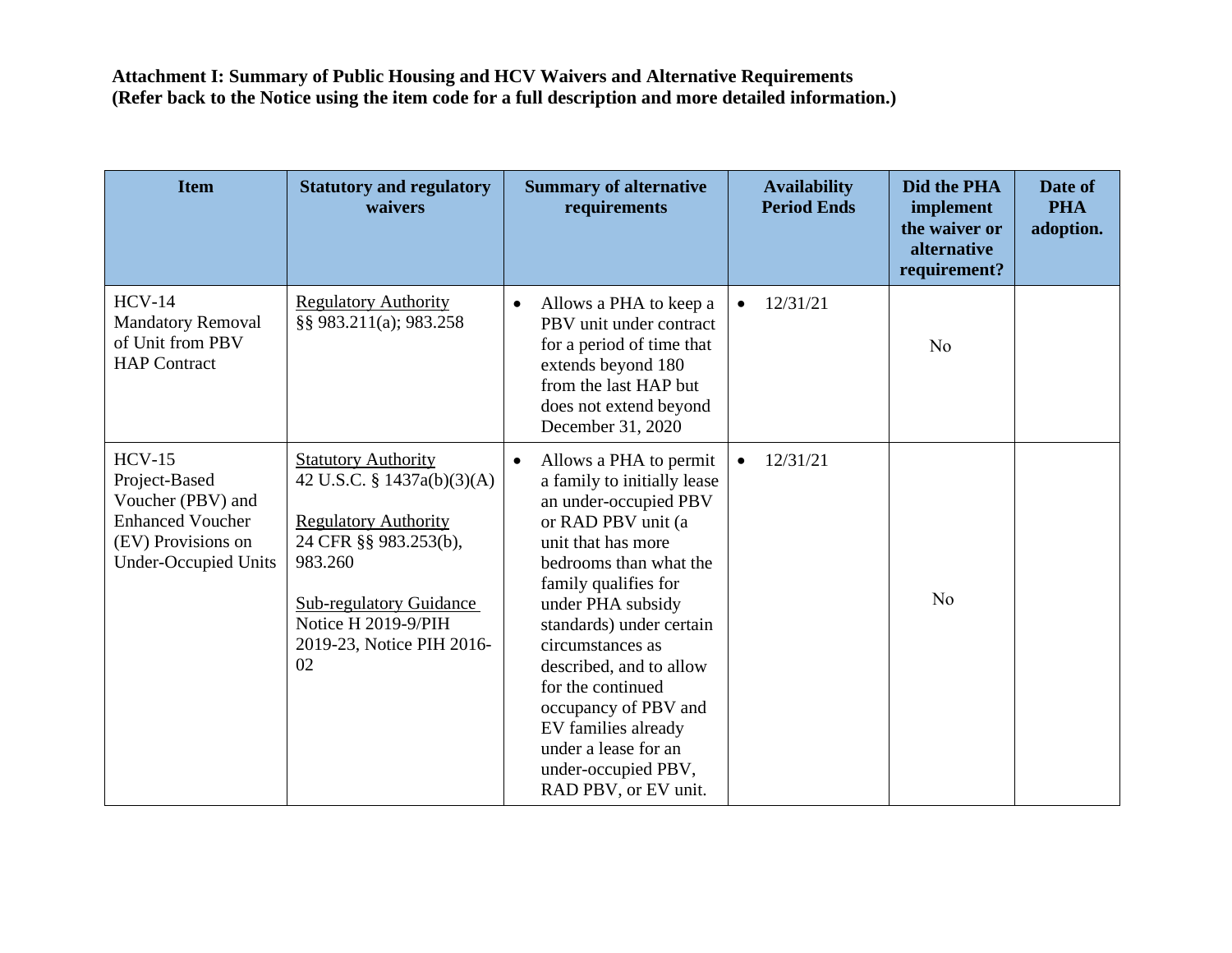**Attachment I: Summary of Public Housing and HCV Waivers and Alternative Requirements (Refer back to the Notice using the item code for a full description and more detailed information.)**

| Item | Statutory and regulatory waivers | Summary of alternative requirements | Availability Period Ends | Did the PHA implement the waiver or alternative requirement? | Date of PHA adoption. |
|---|---|---|---|---|---|
| HCV-14 Mandatory Removal of Unit from PBV HAP Contract | Regulatory Authority<br>§§ 983.211(a); 983.258 | • Allows a PHA to keep a PBV unit under contract for a period of time that extends beyond 180 from the last HAP but does not extend beyond December 31, 2020 | • 12/31/21 | No | |
| HCV-15 Project-Based Voucher (PBV) and Enhanced Voucher (EV) Provisions on Under-Occupied Units | Statutory Authority<br>42 U.S.C. § 1437a(b)(3)(A)<br><br>Regulatory Authority<br>24 CFR §§ 983.253(b), 983.260<br><br>Sub-regulatory Guidance<br>Notice H 2019-9/PIH 2019-23, Notice PIH 2016-02 | • Allows a PHA to permit a family to initially lease an under-occupied PBV or RAD PBV unit (a unit that has more bedrooms than what the family qualifies for under PHA subsidy standards) under certain circumstances as described, and to allow for the continued occupancy of PBV and EV families already under a lease for an under-occupied PBV, RAD PBV, or EV unit. | • 12/31/21 | No | |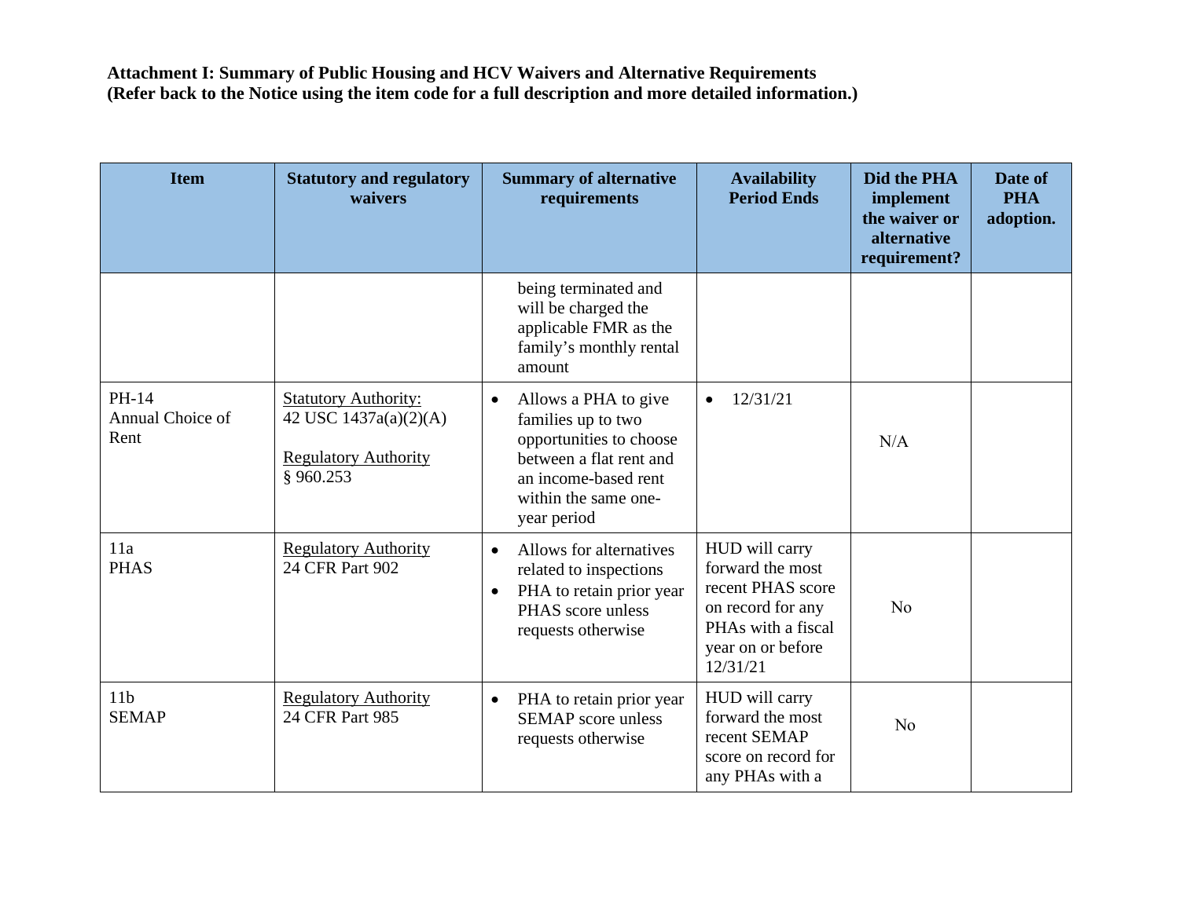**Attachment I: Summary of Public Housing and HCV Waivers and Alternative Requirements**
**(Refer back to the Notice using the item code for a full description and more detailed information.)**

| Item | Statutory and regulatory waivers | Summary of alternative requirements | Availability Period Ends | Did the PHA implement the waiver or alternative requirement? | Date of PHA adoption. |
|---|---|---|---|---|---|
| | | being terminated and will be charged the applicable FMR as the family's monthly rental amount | | | |
| PH-14<br>Annual Choice of Rent | Statutory Authority:<br>42 USC 1437a(a)(2)(A)<br><br>Regulatory Authority<br>§ 960.253 | • Allows a PHA to give families up to two opportunities to choose between a flat rent and an income-based rent within the same one-year period | • 12/31/21 | N/A | |
| 11a<br>PHAS | Regulatory Authority<br>24 CFR Part 902 | • Allows for alternatives related to inspections<br>• PHA to retain prior year PHAS score unless requests otherwise | HUD will carry forward the most recent PHAS score on record for any PHAs with a fiscal year on or before 12/31/21 | No | |
| 11b<br>SEMAP | Regulatory Authority<br>24 CFR Part 985 | • PHA to retain prior year SEMAP score unless requests otherwise | HUD will carry forward the most recent SEMAP score on record for any PHAs with a | No | |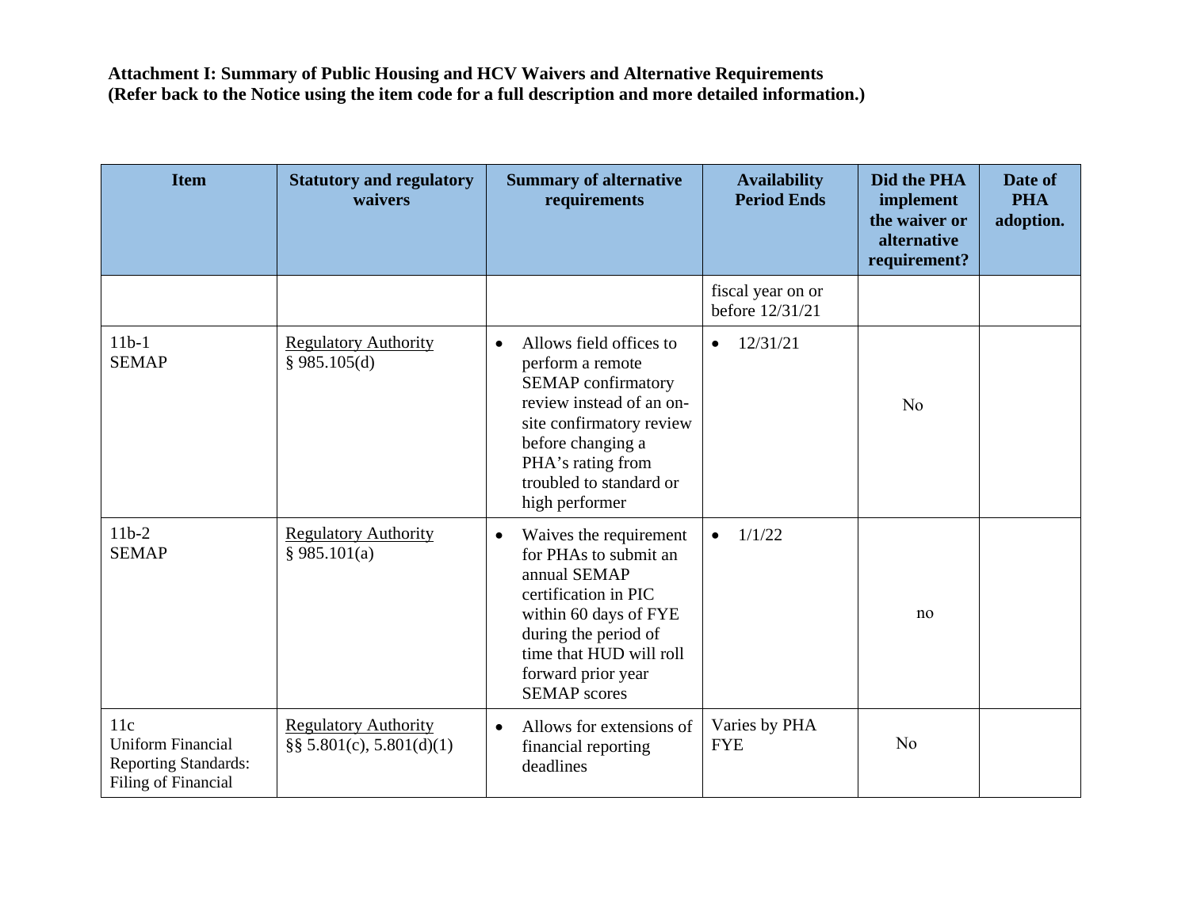**Attachment I: Summary of Public Housing and HCV Waivers and Alternative Requirements**
**(Refer back to the Notice using the item code for a full description and more detailed information.)**

| Item | Statutory and regulatory waivers | Summary of alternative requirements | Availability Period Ends | Did the PHA implement the waiver or alternative requirement? | Date of PHA adoption. |
|---|---|---|---|---|---|
| | | | fiscal year on or before 12/31/21 | | |
| 11b-1 SEMAP | Regulatory Authority § 985.105(d) | • Allows field offices to perform a remote SEMAP confirmatory review instead of an on-site confirmatory review before changing a PHA's rating from troubled to standard or high performer | • 12/31/21 | No | |
| 11b-2 SEMAP | Regulatory Authority § 985.101(a) | • Waives the requirement for PHAs to submit an annual SEMAP certification in PIC within 60 days of FYE during the period of time that HUD will roll forward prior year SEMAP scores | • 1/1/22 | no | |
| 11c Uniform Financial Reporting Standards: Filing of Financial | Regulatory Authority §§ 5.801(c), 5.801(d)(1) | • Allows for extensions of financial reporting deadlines | Varies by PHA FYE | No | |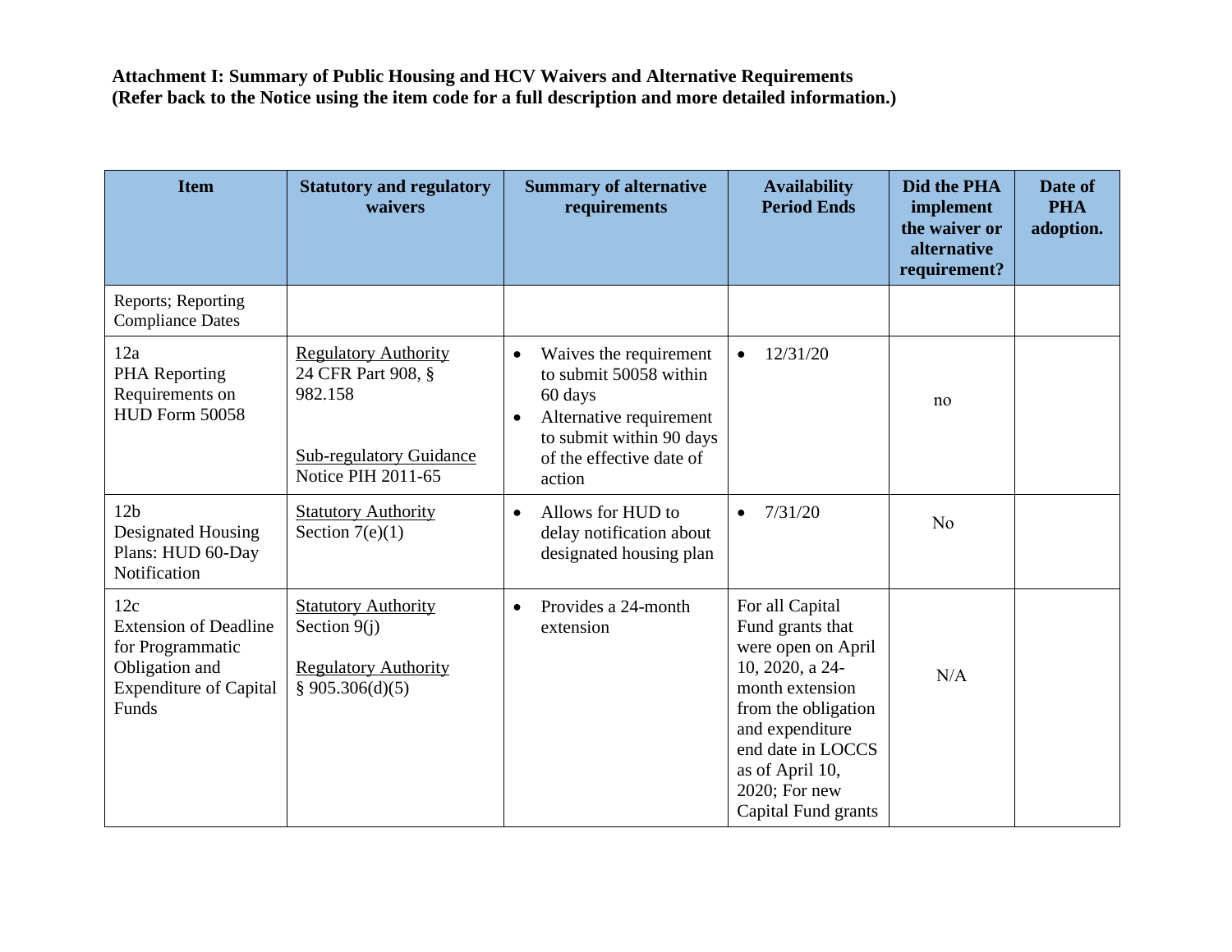**Attachment I: Summary of Public Housing and HCV Waivers and Alternative Requirements (Refer back to the Notice using the item code for a full description and more detailed information.)**

| Item | Statutory and regulatory waivers | Summary of alternative requirements | Availability Period Ends | Did the PHA implement the waiver or alternative requirement? | Date of PHA adoption. |
|---|---|---|---|---|---|
| Reports; Reporting Compliance Dates | | | | | |
| 12a<br>PHA Reporting Requirements on HUD Form 50058 | Regulatory Authority<br>24 CFR Part 908, § 982.158<br><br>Sub-regulatory Guidance<br>Notice PIH 2011-65 | • Waives the requirement to submit 50058 within 60 days<br>• Alternative requirement to submit within 90 days of the effective date of action | • 12/31/20 | no | |
| 12b<br>Designated Housing Plans: HUD 60-Day Notification | Statutory Authority<br>Section 7(e)(1) | • Allows for HUD to delay notification about designated housing plan | • 7/31/20 | No | |
| 12c<br>Extension of Deadline for Programmatic Obligation and Expenditure of Capital Funds | Statutory Authority<br>Section 9(j)<br><br>Regulatory Authority<br>§ 905.306(d)(5) | • Provides a 24-month extension | For all Capital Fund grants that were open on April 10, 2020, a 24-month extension from the obligation and expenditure end date in LOCCS as of April 10, 2020; For new Capital Fund grants | N/A | |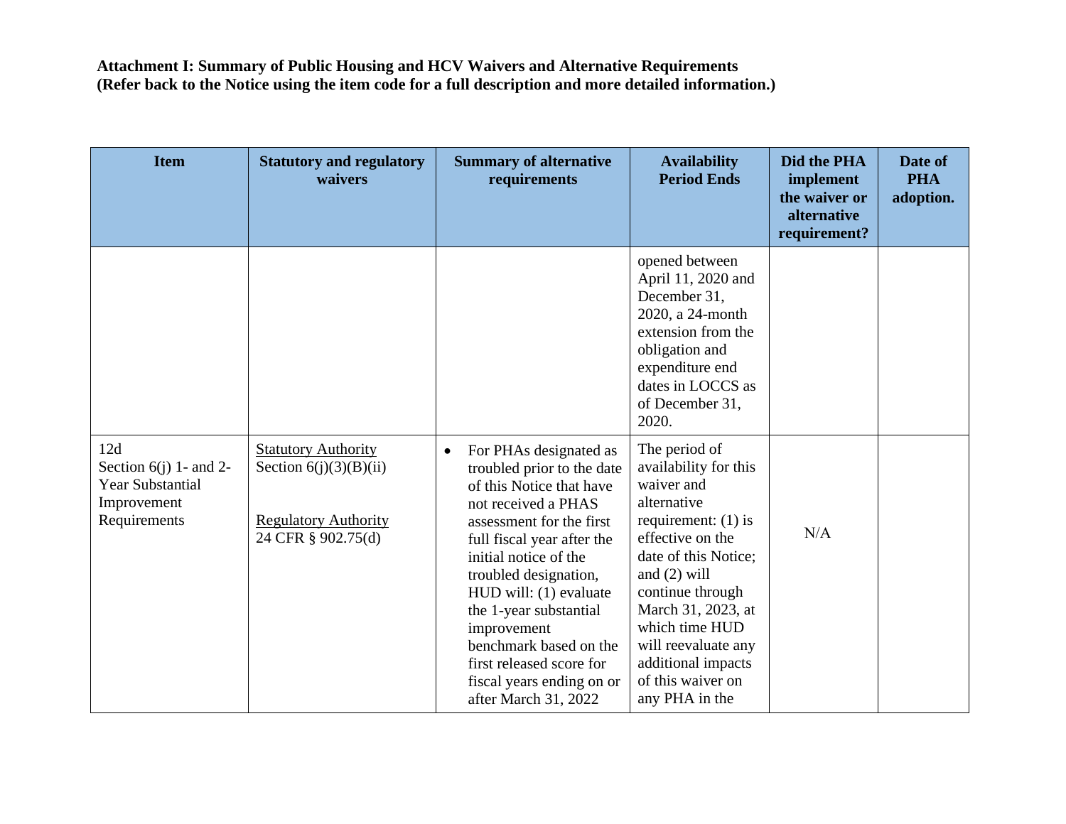**Attachment I: Summary of Public Housing and HCV Waivers and Alternative Requirements**
**(Refer back to the Notice using the item code for a full description and more detailed information.)**

| Item | Statutory and regulatory waivers | Summary of alternative requirements | Availability Period Ends | Did the PHA implement the waiver or alternative requirement? | Date of PHA adoption. |
|---|---|---|---|---|---|
| | | | opened between April 11, 2020 and December 31, 2020, a 24-month extension from the obligation and expenditure end dates in LOCCS as of December 31, 2020. | | |
| 12d Section 6(j) 1- and 2-Year Substantial Improvement Requirements | Statutory Authority Section 6(j)(3)(B)(ii) Regulatory Authority 24 CFR § 902.75(d) | • For PHAs designated as troubled prior to the date of this Notice that have not received a PHAS assessment for the first full fiscal year after the initial notice of the troubled designation, HUD will: (1) evaluate the 1-year substantial improvement benchmark based on the first released score for fiscal years ending on or after March 31, 2022 | The period of availability for this waiver and alternative requirement: (1) is effective on the date of this Notice; and (2) will continue through March 31, 2023, at which time HUD will reevaluate any additional impacts of this waiver on any PHA in the | N/A | |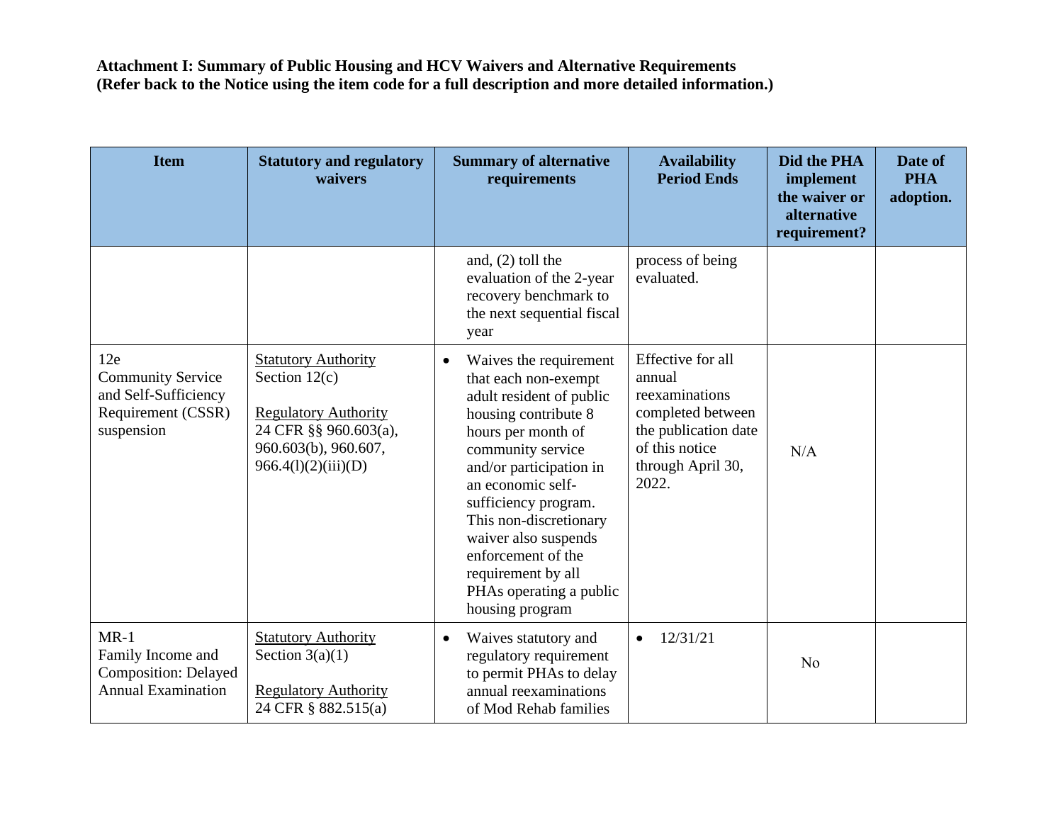**Attachment I: Summary of Public Housing and HCV Waivers and Alternative Requirements**
**(Refer back to the Notice using the item code for a full description and more detailed information.)**

| Item | Statutory and regulatory waivers | Summary of alternative requirements | Availability Period Ends | Did the PHA implement the waiver or alternative requirement? | Date of PHA adoption. |
|---|---|---|---|---|---|
| | | and, (2) toll the evaluation of the 2-year recovery benchmark to the next sequential fiscal year | process of being evaluated. | | |
| 12e<br>Community Service and Self-Sufficiency Requirement (CSSR) suspension | Statutory Authority<br>Section 12(c)<br><br>Regulatory Authority<br>24 CFR §§ 960.603(a), 960.603(b), 960.607, 966.4(l)(2)(iii)(D) | • Waives the requirement that each non-exempt adult resident of public housing contribute 8 hours per month of community service and/or participation in an economic self-sufficiency program. This non-discretionary waiver also suspends enforcement of the requirement by all PHAs operating a public housing program | Effective for all annual reexaminations completed between the publication date of this notice through April 30, 2022. | N/A | |
| MR-1<br>Family Income and Composition: Delayed Annual Examination | Statutory Authority<br>Section 3(a)(1)<br><br>Regulatory Authority<br>24 CFR § 882.515(a) | • Waives statutory and regulatory requirement to permit PHAs to delay annual reexaminations of Mod Rehab families | • 12/31/21 | No | |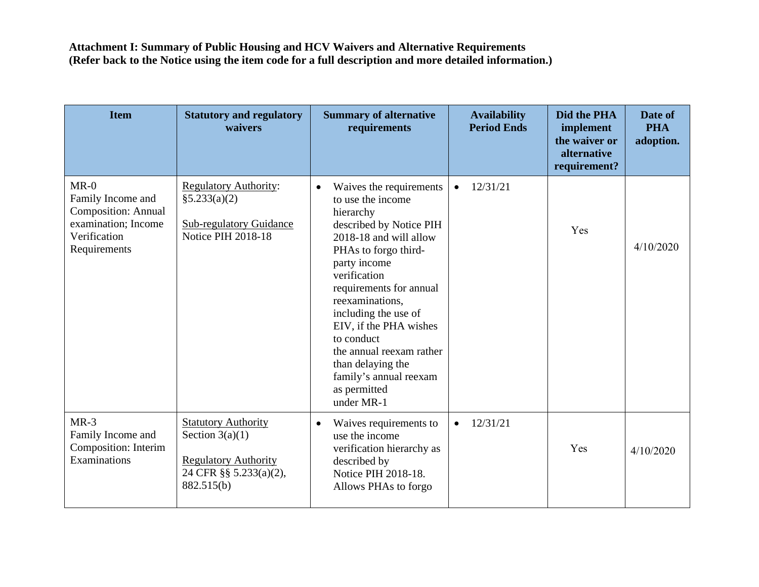**Attachment I: Summary of Public Housing and HCV Waivers and Alternative Requirements**
**(Refer back to the Notice using the item code for a full description and more detailed information.)**

| Item | Statutory and regulatory waivers | Summary of alternative requirements | Availability Period Ends | Did the PHA implement the waiver or alternative requirement? | Date of PHA adoption. |
|---|---|---|---|---|---|
| MR-0 Family Income and Composition: Annual examination; Income Verification Requirements | Regulatory Authority: §5.233(a)(2)<br><br>Sub-regulatory Guidance Notice PIH 2018-18 | • Waives the requirements to use the income hierarchy described by Notice PIH 2018-18 and will allow PHAs to forgo third-party income verification requirements for annual reexaminations, including the use of EIV, if the PHA wishes to conduct the annual reexam rather than delaying the family's annual reexam as permitted under MR-1 | • 12/31/21 | Yes | 4/10/2020 |
| MR-3 Family Income and Composition: Interim Examinations | Statutory Authority Section 3(a)(1)<br><br>Regulatory Authority 24 CFR §§ 5.233(a)(2), 882.515(b) | • Waives requirements to use the income verification hierarchy as described by Notice PIH 2018-18. Allows PHAs to forgo | • 12/31/21 | Yes | 4/10/2020 |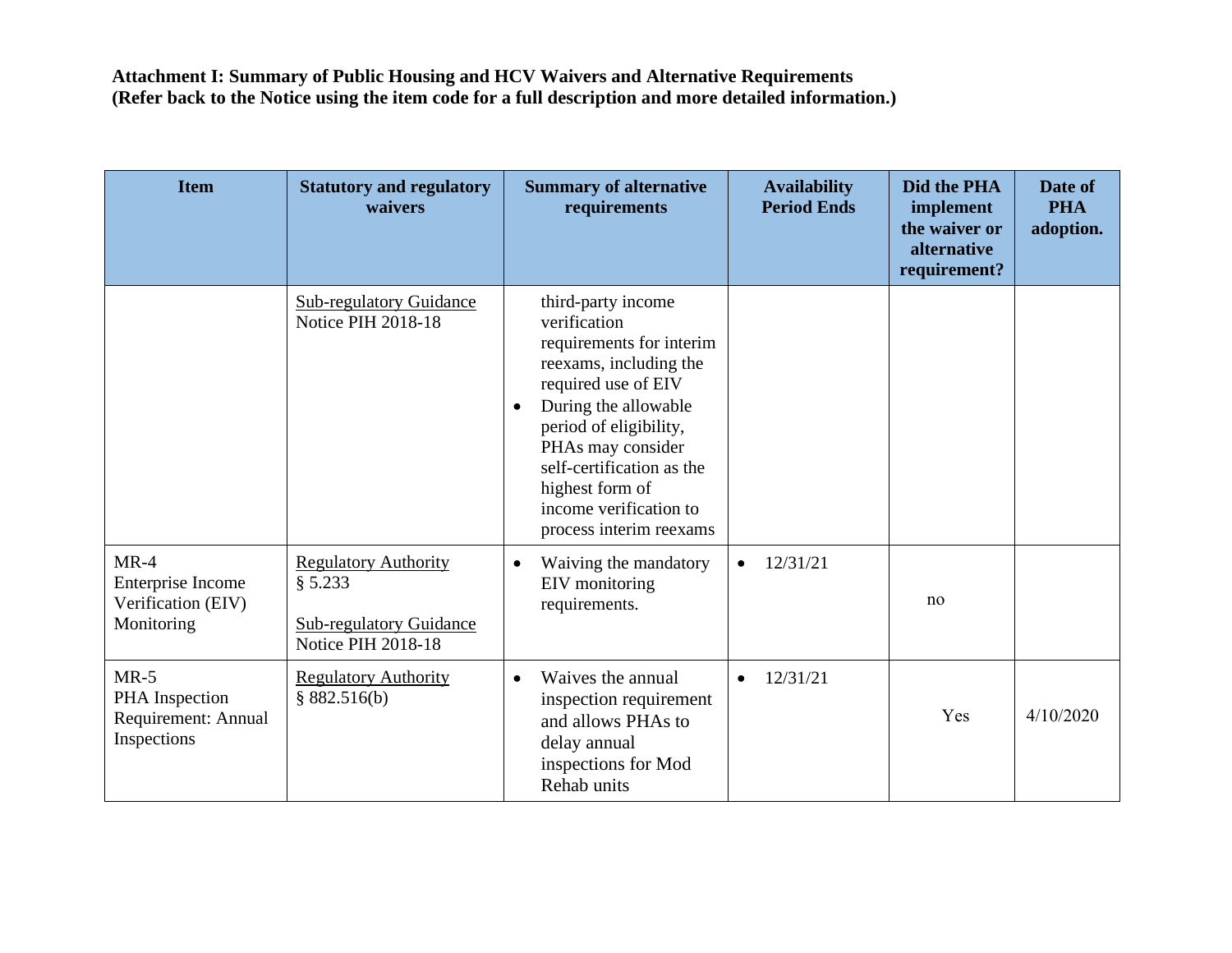**Attachment I: Summary of Public Housing and HCV Waivers and Alternative Requirements (Refer back to the Notice using the item code for a full description and more detailed information.)**

| Item | Statutory and regulatory waivers | Summary of alternative requirements | Availability Period Ends | Did the PHA implement the waiver or alternative requirement? | Date of PHA adoption. |
|---|---|---|---|---|---|
| | Sub-regulatory Guidance Notice PIH 2018-18 | third-party income verification requirements for interim reexams, including the required use of EIV<br>• During the allowable period of eligibility, PHAs may consider self-certification as the highest form of income verification to process interim reexams | | | |
| MR-4 Enterprise Income Verification (EIV) Monitoring | Regulatory Authority § 5.233<br><br>Sub-regulatory Guidance Notice PIH 2018-18 | • Waiving the mandatory EIV monitoring requirements. | • 12/31/21 | no | |
| MR-5 PHA Inspection Requirement: Annual Inspections | Regulatory Authority § 882.516(b) | • Waives the annual inspection requirement and allows PHAs to delay annual inspections for Mod Rehab units | • 12/31/21 | Yes | 4/10/2020 |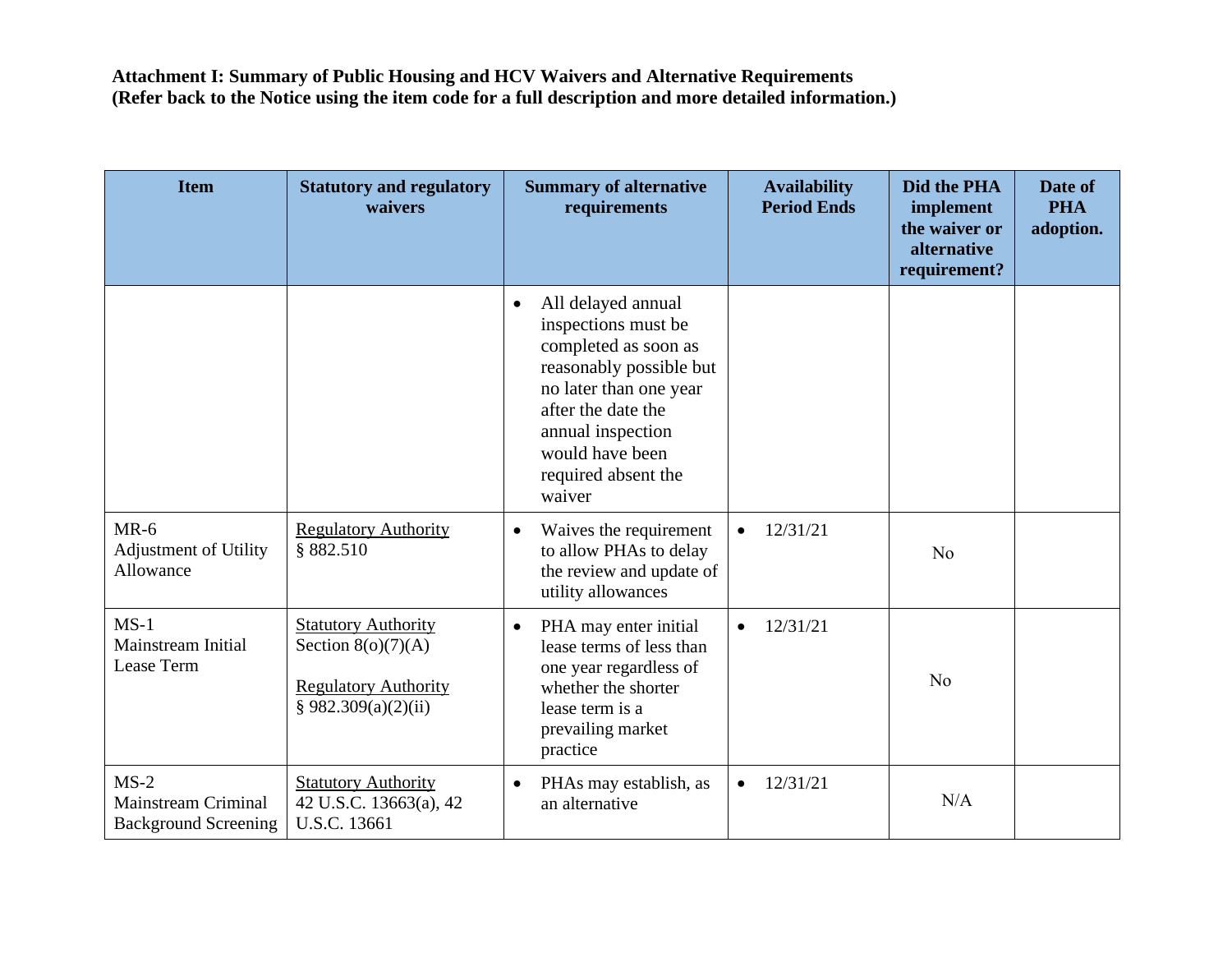**Attachment I: Summary of Public Housing and HCV Waivers and Alternative Requirements (Refer back to the Notice using the item code for a full description and more detailed information.)**

| Item | Statutory and regulatory waivers | Summary of alternative requirements | Availability Period Ends | Did the PHA implement the waiver or alternative requirement? | Date of PHA adoption. |
|---|---|---|---|---|---|
| | | • All delayed annual inspections must be completed as soon as reasonably possible but no later than one year after the date the annual inspection would have been required absent the waiver | | | |
| MR-6 Adjustment of Utility Allowance | Regulatory Authority § 882.510 | • Waives the requirement to allow PHAs to delay the review and update of utility allowances | • 12/31/21 | No | |
| MS-1 Mainstream Initial Lease Term | Statutory Authority Section 8(o)(7)(A)<br><br>Regulatory Authority § 982.309(a)(2)(ii) | • PHA may enter initial lease terms of less than one year regardless of whether the shorter lease term is a prevailing market practice | • 12/31/21 | No | |
| MS-2 Mainstream Criminal Background Screening | Statutory Authority 42 U.S.C. 13663(a), 42 U.S.C. 13661 | • PHAs may establish, as an alternative | • 12/31/21 | N/A | |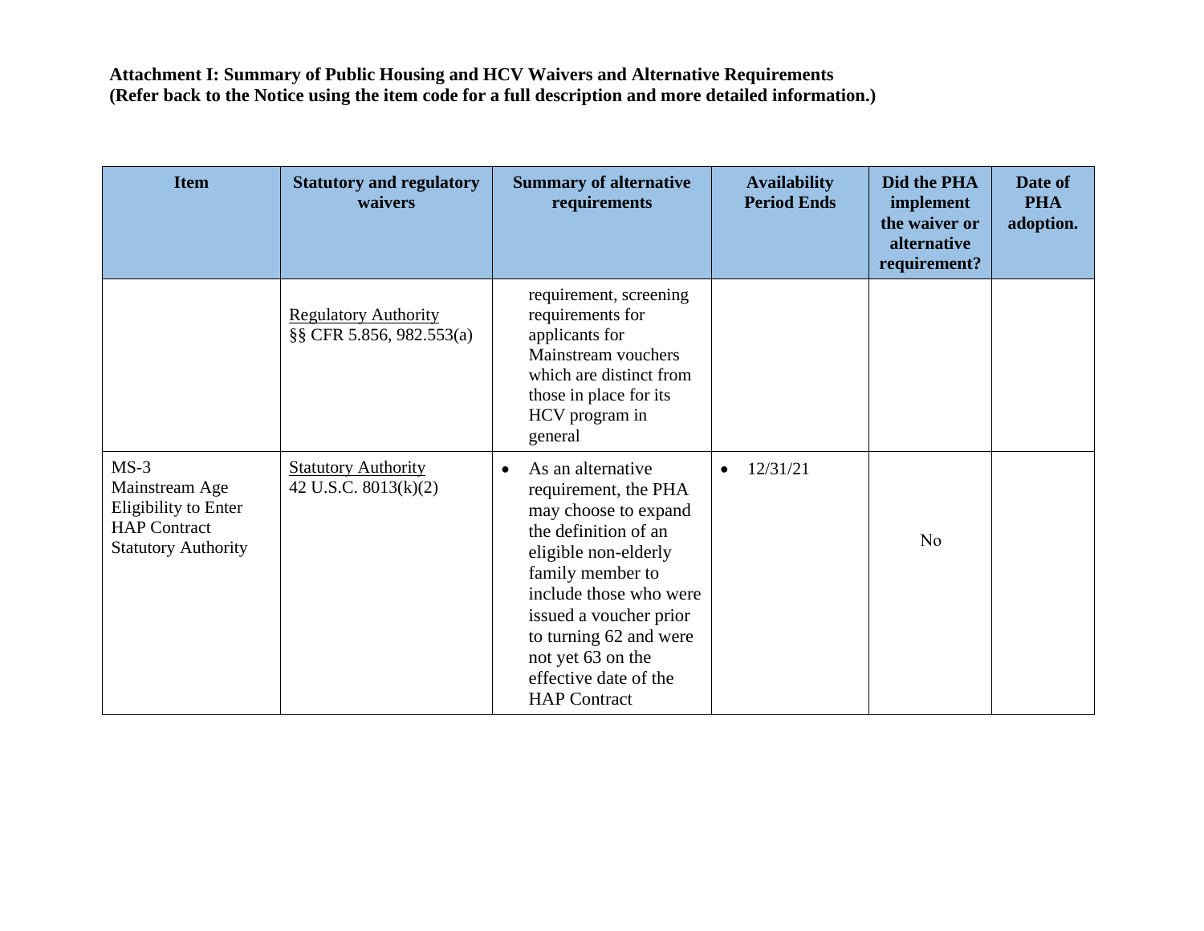**Attachment I: Summary of Public Housing and HCV Waivers and Alternative Requirements**
**(Refer back to the Notice using the item code for a full description and more detailed information.)**

| Item | Statutory and regulatory waivers | Summary of alternative requirements | Availability Period Ends | Did the PHA implement the waiver or alternative requirement? | Date of PHA adoption. |
|---|---|---|---|---|---|
| | Regulatory Authority<br>§§ CFR 5.856, 982.553(a) | requirement, screening requirements for applicants for Mainstream vouchers which are distinct from those in place for its HCV program in general | | | |
| MS-3<br>Mainstream Age Eligibility to Enter HAP Contract Statutory Authority | Statutory Authority<br>42 U.S.C. 8013(k)(2) | • As an alternative requirement, the PHA may choose to expand the definition of an eligible non-elderly family member to include those who were issued a voucher prior to turning 62 and were not yet 63 on the effective date of the HAP Contract | • 12/31/21 | No | |